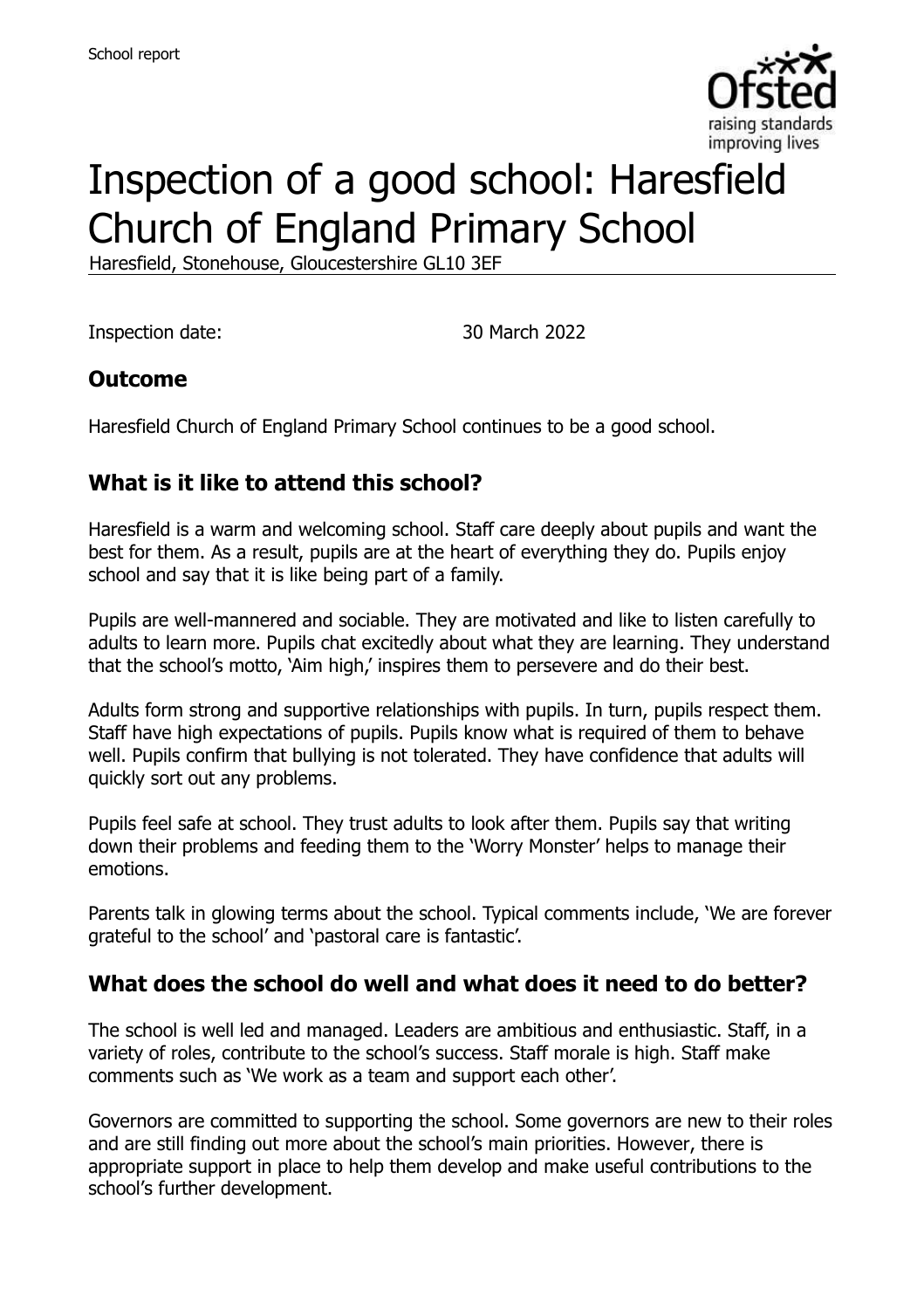School report

# Inspection of a good school: Haresfield Church of England Primary School

Haresfield, Stonehouse, Gloucestershire GL10 3EF

Inspection date: 30 March 2022

## Outcome

Haresfield Church of England Primary School continues to be a good school.

## What is it like to attend this school?

Haresfield is a warm and welcoming school. Staff care deeply about pupils and want the best for them. As a result, pupils are at the heart of everything they do. Pupils enjoy school and say that it is like being part of a family.

Pupils are well-mannered and sociable. They are motivated and like to listen carefully to adults to learn more. Pupils chat excitedly about what they are learning. They understand that the school's motto, 'Aim high,' inspires them to persevere and do their best.

Adults form strong and supportive relationships with pupils. In turn, pupils respect them. Staff have high expectations of pupils. Pupils know what is required of them to behave well. Pupils confirm that bullying is not tolerated. They have confidence that adults will quickly sort out any problems.

Pupils feel safe at school. They trust adults to look after them. Pupils say that writing down their problems and feeding them to the 'Worry Monster' helps to manage their emotions.

Parents talk in glowing terms about the school. Typical comments include, 'We are forever grateful to the school' and 'pastoral care is fantastic'.

## What does the school do well and what does it need to do better?

The school is well led and managed. Leaders are ambitious and enthusiastic. Staff, in a variety of roles, contribute to the school's success. Staff morale is high. Staff make comments such as 'We work as a team and support each other'.

Governors are committed to supporting the school. Some governors are new to their roles and are still finding out more about the school's main priorities. However, there is appropriate support in place to help them develop and make useful contributions to the school's further development.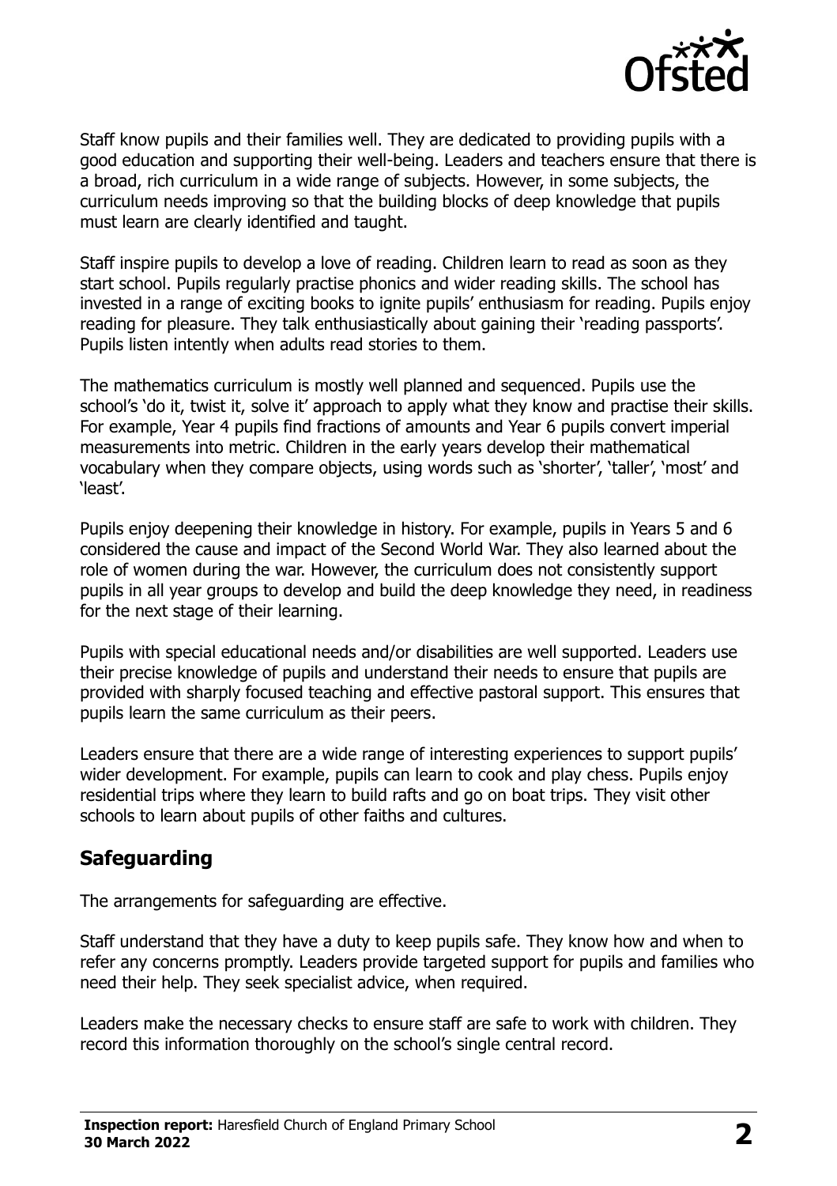Staff know pupils and their families well. They are dedicated to providing pupils with a good education and supporting their well-being. Leaders and teachers ensure that there is a broad, rich curriculum in a wide range of subjects. However, in some subjects, the curriculum needs improving so that the building blocks of deep knowledge that pupils must learn are clearly identified and taught.

Staff inspire pupils to develop a love of reading. Children learn to read as soon as they start school. Pupils regularly practise phonics and wider reading skills. The school has invested in a range of exciting books to ignite pupils' enthusiasm for reading. Pupils enjoy reading for pleasure. They talk enthusiastically about gaining their 'reading passports'. Pupils listen intently when adults read stories to them.

The mathematics curriculum is mostly well planned and sequenced. Pupils use the school's 'do it, twist it, solve it' approach to apply what they know and practise their skills. For example, Year 4 pupils find fractions of amounts and Year 6 pupils convert imperial measurements into metric. Children in the early years develop their mathematical vocabulary when they compare objects, using words such as 'shorter', 'taller', 'most' and 'least'.

Pupils enjoy deepening their knowledge in history. For example, pupils in Years 5 and 6 considered the cause and impact of the Second World War. They also learned about the role of women during the war. However, the curriculum does not consistently support pupils in all year groups to develop and build the deep knowledge they need, in readiness for the next stage of their learning.

Pupils with special educational needs and/or disabilities are well supported. Leaders use their precise knowledge of pupils and understand their needs to ensure that pupils are provided with sharply focused teaching and effective pastoral support. This ensures that pupils learn the same curriculum as their peers.

Leaders ensure that there are a wide range of interesting experiences to support pupils' wider development. For example, pupils can learn to cook and play chess. Pupils enjoy residential trips where they learn to build rafts and go on boat trips. They visit other schools to learn about pupils of other faiths and cultures.

## Safeguarding

The arrangements for safeguarding are effective.

Staff understand that they have a duty to keep pupils safe. They know how and when to refer any concerns promptly. Leaders provide targeted support for pupils and families who need their help. They seek specialist advice, when required.

Leaders make the necessary checks to ensure staff are safe to work with children. They record this information thoroughly on the school's single central record.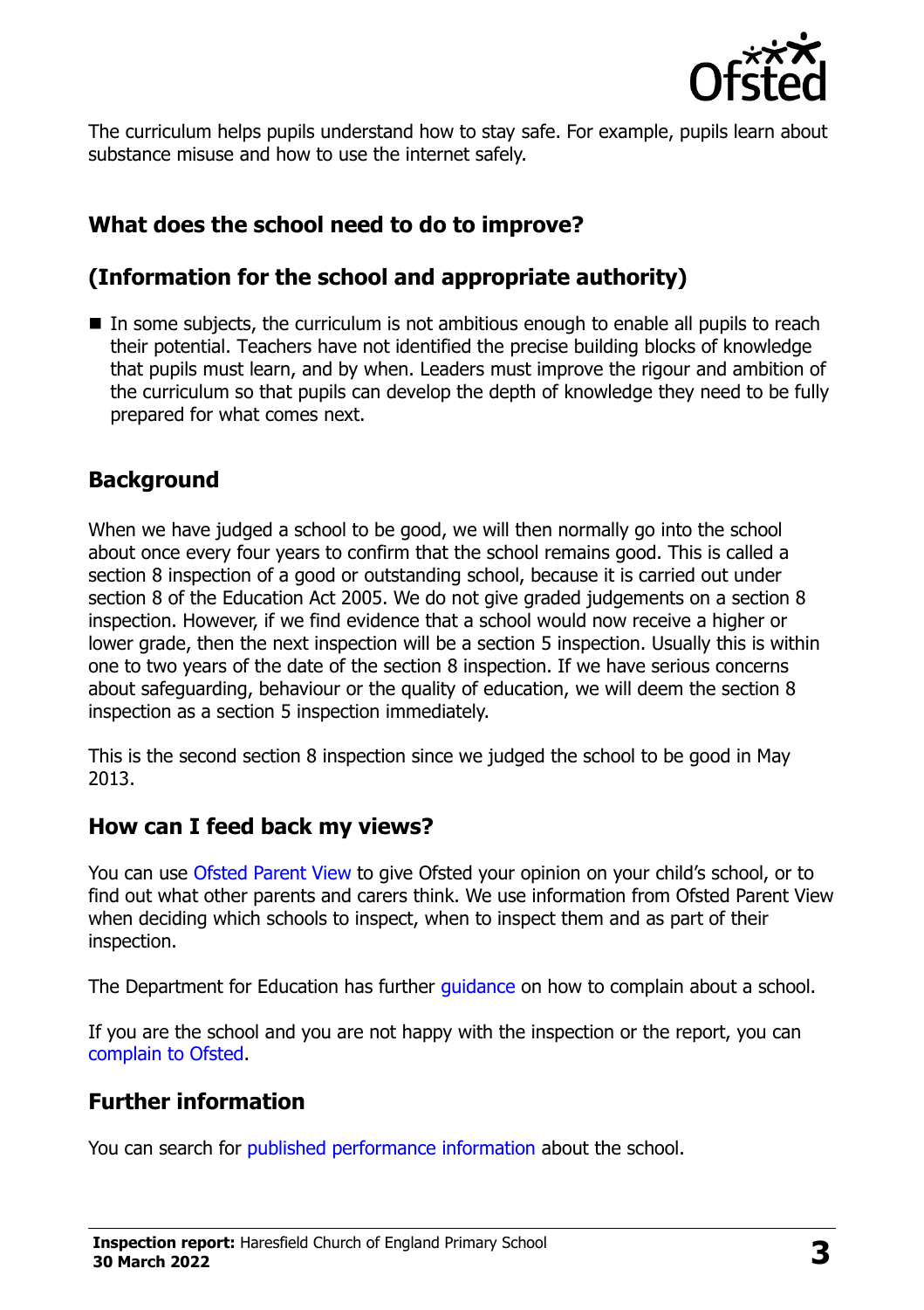The curriculum helps pupils understand how to stay safe. For example, pupils learn about substance misuse and how to use the internet safely.

## What does the school need to do to improve?

## (Information for the school and appropriate authority)

- In some subjects, the curriculum is not ambitious enough to enable all pupils to reach their potential. Teachers have not identified the precise building blocks of knowledge that pupils must learn, and by when. Leaders must improve the rigour and ambition of the curriculum so that pupils can develop the depth of knowledge they need to be fully prepared for what comes next.

## Background

When we have judged a school to be good, we will then normally go into the school about once every four years to confirm that the school remains good. This is called a section 8 inspection of a good or outstanding school, because it is carried out under section 8 of the Education Act 2005. We do not give graded judgements on a section 8 inspection. However, if we find evidence that a school would now receive a higher or lower grade, then the next inspection will be a section 5 inspection. Usually this is within one to two years of the date of the section 8 inspection. If we have serious concerns about safeguarding, behaviour or the quality of education, we will deem the section 8 inspection as a section 5 inspection immediately.

This is the second section 8 inspection since we judged the school to be good in May 2013.

## How can I feed back my views?

You can use Ofsted Parent View to give Ofsted your opinion on your child's school, or to find out what other parents and carers think. We use information from Ofsted Parent View when deciding which schools to inspect, when to inspect them and as part of their inspection.

The Department for Education has further guidance on how to complain about a school.

If you are the school and you are not happy with the inspection or the report, you can complain to Ofsted.

## Further information

You can search for published performance information about the school.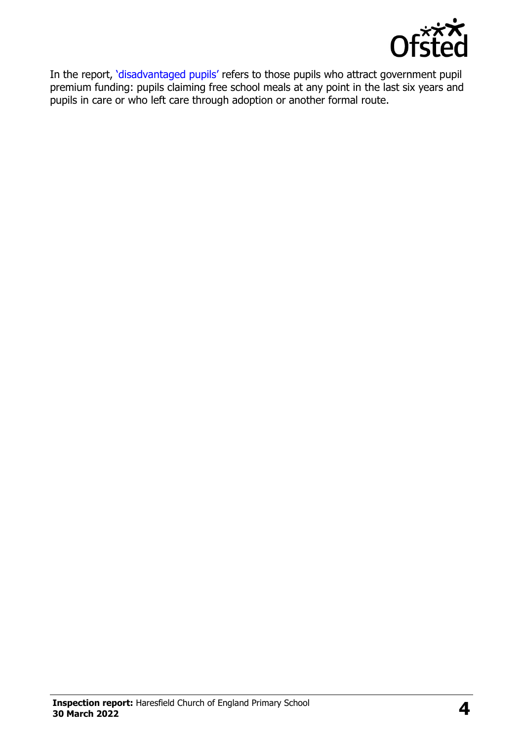In the report, 'disadvantaged pupils' refers to those pupils who attract government pupil premium funding: pupils claiming free school meals at any point in the last six years and pupils in care or who left care through adoption or another formal route.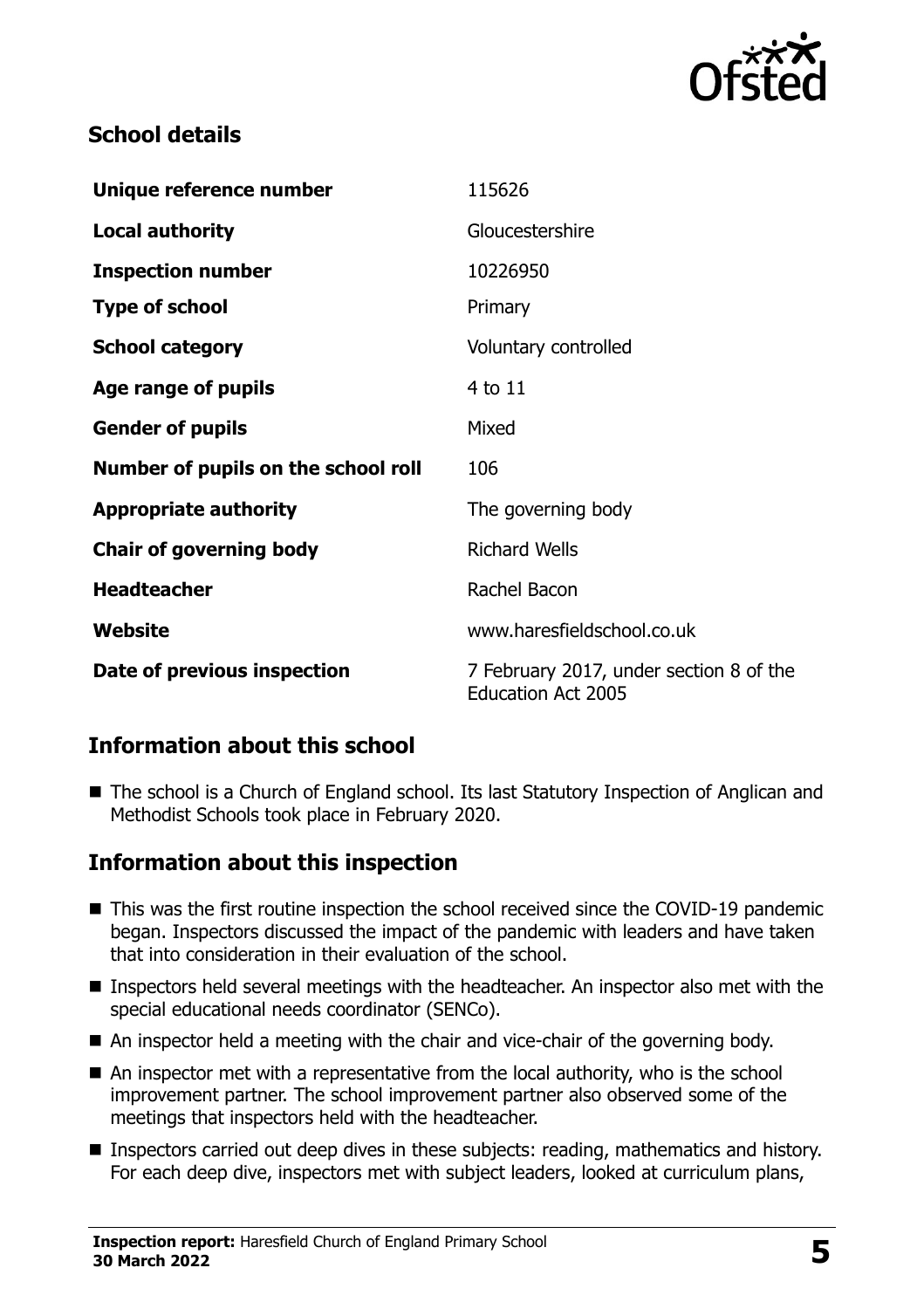## School details

| | |
|---|---|
| **Unique reference number** | 115626 |
| **Local authority** | Gloucestershire |
| **Inspection number** | 10226950 |
| **Type of school** | Primary |
| **School category** | Voluntary controlled |
| **Age range of pupils** | 4 to 11 |
| **Gender of pupils** | Mixed |
| **Number of pupils on the school roll** | 106 |
| **Appropriate authority** | The governing body |
| **Chair of governing body** | Richard Wells |
| **Headteacher** | Rachel Bacon |
| **Website** | www.haresfieldschool.co.uk |
| **Date of previous inspection** | 7 February 2017, under section 8 of the Education Act 2005 |

## Information about this school

- The school is a Church of England school. Its last Statutory Inspection of Anglican and Methodist Schools took place in February 2020.

## Information about this inspection

- This was the first routine inspection the school received since the COVID-19 pandemic began. Inspectors discussed the impact of the pandemic with leaders and have taken that into consideration in their evaluation of the school.
- Inspectors held several meetings with the headteacher. An inspector also met with the special educational needs coordinator (SENCo).
- An inspector held a meeting with the chair and vice-chair of the governing body.
- An inspector met with a representative from the local authority, who is the school improvement partner. The school improvement partner also observed some of the meetings that inspectors held with the headteacher.
- Inspectors carried out deep dives in these subjects: reading, mathematics and history. For each deep dive, inspectors met with subject leaders, looked at curriculum plans,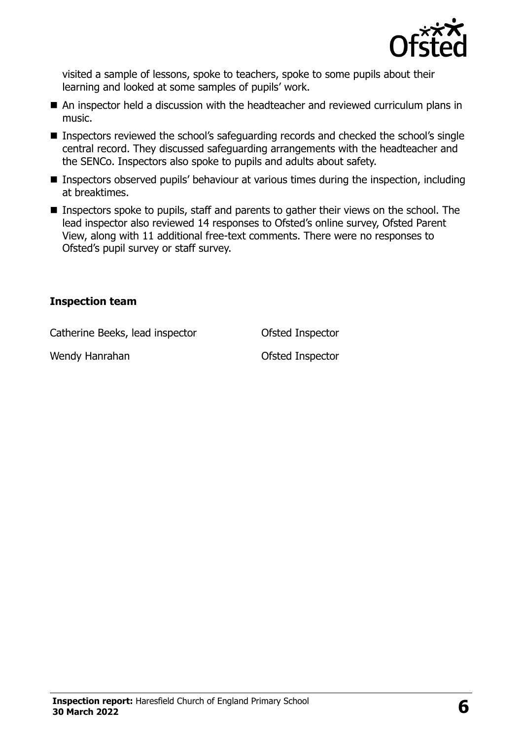visited a sample of lessons, spoke to teachers, spoke to some pupils about their learning and looked at some samples of pupils' work.

- An inspector held a discussion with the headteacher and reviewed curriculum plans in music.
- Inspectors reviewed the school's safeguarding records and checked the school's single central record. They discussed safeguarding arrangements with the headteacher and the SENCo. Inspectors also spoke to pupils and adults about safety.
- Inspectors observed pupils' behaviour at various times during the inspection, including at breaktimes.
- Inspectors spoke to pupils, staff and parents to gather their views on the school. The lead inspector also reviewed 14 responses to Ofsted's online survey, Ofsted Parent View, along with 11 additional free-text comments. There were no responses to Ofsted's pupil survey or staff survey.

### Inspection team

| | |
|---|---|
| Catherine Beeks, lead inspector | Ofsted Inspector |
| Wendy Hanrahan | Ofsted Inspector |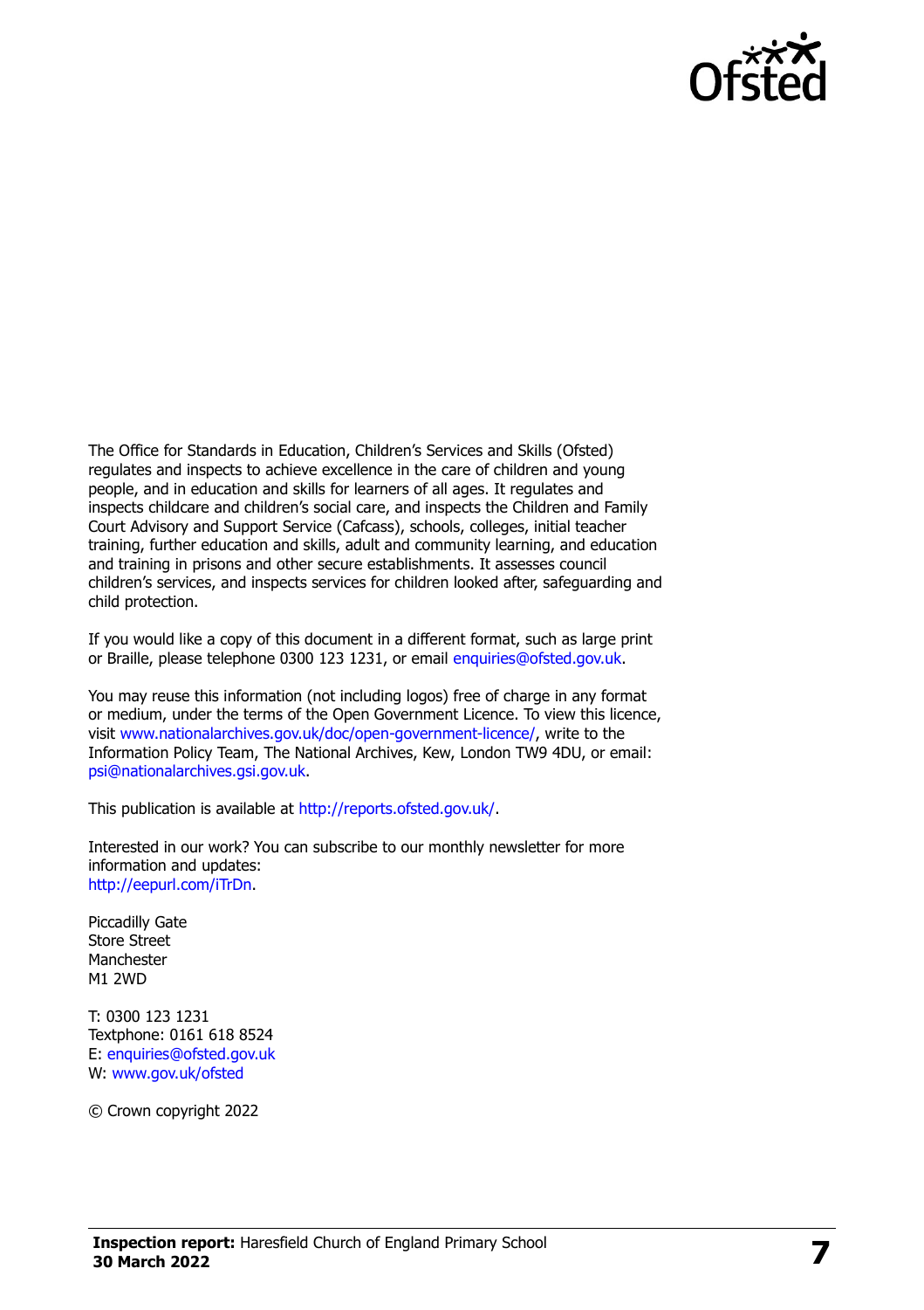The Office for Standards in Education, Children's Services and Skills (Ofsted) regulates and inspects to achieve excellence in the care of children and young people, and in education and skills for learners of all ages. It regulates and inspects childcare and children's social care, and inspects the Children and Family Court Advisory and Support Service (Cafcass), schools, colleges, initial teacher training, further education and skills, adult and community learning, and education and training in prisons and other secure establishments. It assesses council children's services, and inspects services for children looked after, safeguarding and child protection.

If you would like a copy of this document in a different format, such as large print or Braille, please telephone 0300 123 1231, or email enquiries@ofsted.gov.uk.

You may reuse this information (not including logos) free of charge in any format or medium, under the terms of the Open Government Licence. To view this licence, visit www.nationalarchives.gov.uk/doc/open-government-licence/, write to the Information Policy Team, The National Archives, Kew, London TW9 4DU, or email: psi@nationalarchives.gsi.gov.uk.

This publication is available at http://reports.ofsted.gov.uk/.

Interested in our work? You can subscribe to our monthly newsletter for more information and updates:
http://eepurl.com/iTrDn.

Piccadilly Gate
Store Street
Manchester
M1 2WD

T: 0300 123 1231
Textphone: 0161 618 8524
E: enquiries@ofsted.gov.uk
W: www.gov.uk/ofsted

© Crown copyright 2022